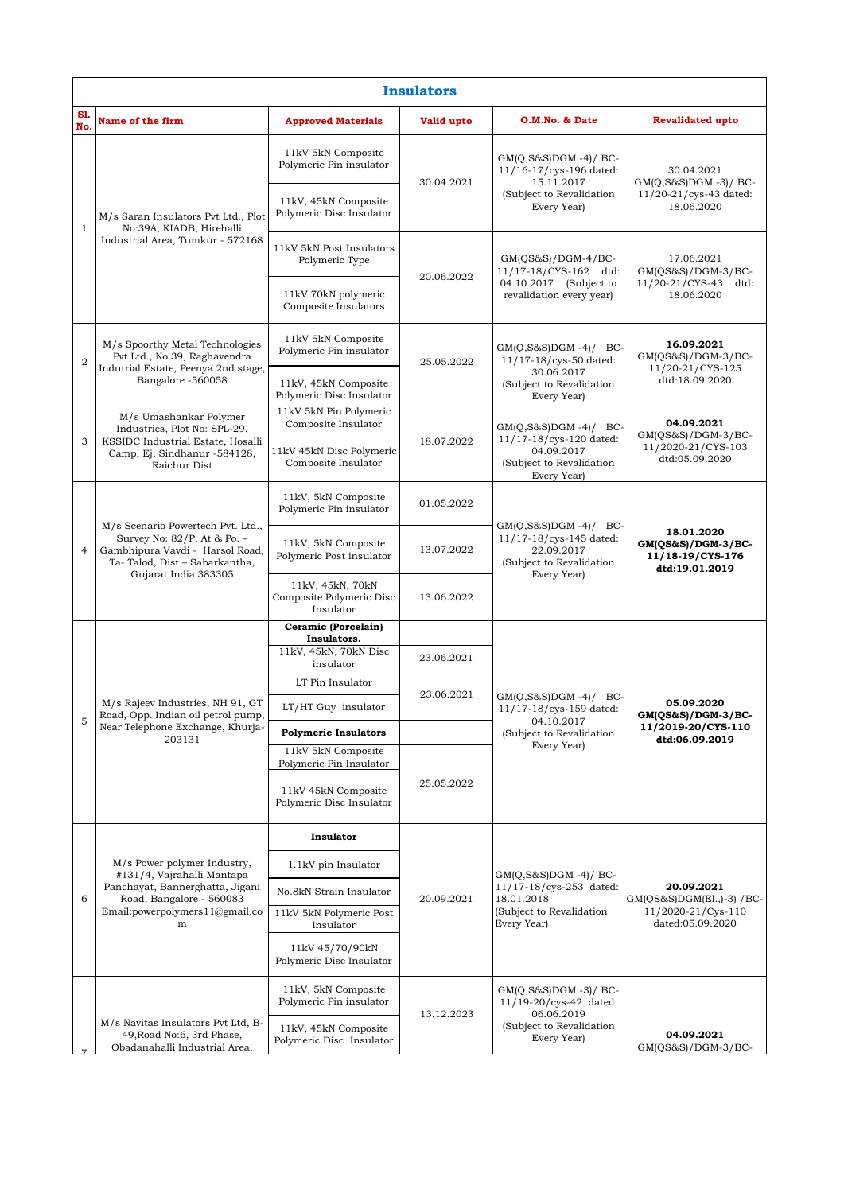## Insulators

| Sl. No. | Name of the firm | Approved Materials | Valid upto | O.M.No. & Date | Revalidated upto |
|---|---|---|---|---|---|
| 1 | M/s Saran Insulators Pvt Ltd., Plot No:39A, KIADB, Hirehalli Industrial Area, Tumkur - 572168 | 11kV 5kN Composite Polymeric Pin insulator | 30.04.2021 | GM(Q,S&S)DGM -4)/ BC-11/16-17/cys-196 dated: 15.11.2017 (Subject to Revalidation Every Year) | 30.04.2021 GM(Q,S&S)DGM -3)/ BC-11/20-21/cys-43 dated: 18.06.2020 |
| | | 11kV, 45kN Composite Polymeric Disc Insulator | | | |
| | | 11kV 5kN Post Insulators Polymeric Type | 20.06.2022 | GM(QS&S)/DGM-4/BC-11/17-18/CYS-162 dtd: 04.10.2017 (Subject to revalidation every year) | 17.06.2021 GM(QS&S)/DGM-3/BC-11/20-21/CYS-43 dtd: 18.06.2020 |
| | | 11kV 70kN polymeric Composite Insulators | | | |
| 2 | M/s Spoorthy Metal Technologies Pvt Ltd., No.39, Raghavendra Indutrial Estate, Peenya 2nd stage, Bangalore -560058 | 11kV 5kN Composite Polymeric Pin insulator | 25.05.2022 | GM(Q,S&S)DGM -4)/ BC-11/17-18/cys-50 dated: 30.06.2017 (Subject to Revalidation Every Year) | **16.09.2021** GM(QS&S)/DGM-3/BC-11/20-21/CYS-125 dtd:18.09.2020 |
| | | 11kV, 45kN Composite Polymeric Disc Insulator | | | |
| 3 | M/s Umashankar Polymer Industries, Plot No: SPL-29, KSSIDC Industrial Estate, Hosalli Camp, Ej, Sindhanur -584128, Raichur Dist | 11kV 5kN Pin Polymeric Composite Insulator | 18.07.2022 | GM(Q,S&S)DGM -4)/ BC-11/17-18/cys-120 dated: 04.09.2017 (Subject to Revalidation Every Year) | **04.09.2021** GM(QS&S)/DGM-3/BC-11/2020-21/CYS-103 dtd:05.09.2020 |
| | | 11kV 45kN Disc Polymeric Composite Insulator | | | |
| 4 | M/s Scenario Powertech Pvt. Ltd., Survey No: 82/P, At & Po. – Gambhipura Vavdi - Harsol Road, Ta- Talod, Dist – Sabarkantha, Gujarat India 383305 | 11kV, 5kN Composite Polymeric Pin insulator | 01.05.2022 | GM(Q,S&S)DGM -4)/ BC-11/17-18/cys-145 dated: 22.09.2017 (Subject to Revalidation Every Year) | **18.01.2020 GM(QS&S)/DGM-3/BC-11/18-19/CYS-176 dtd:19.01.2019** |
| | | 11kV, 5kN Composite Polymeric Post insulator | 13.07.2022 | | |
| | | 11kV, 45kN, 70kN Composite Polymeric Disc Insulator | 13.06.2022 | | |
| 5 | M/s Rajeev Industries, NH 91, GT Road, Opp. Indian oil petrol pump, Near Telephone Exchange, Khurja-203131 | **Ceramic (Porcelain) Insulators.** | | GM(Q,S&S)DGM -4)/ BC-11/17-18/cys-159 dated: 04.10.2017 (Subject to Revalidation Every Year) | **05.09.2020 GM(QS&S)/DGM-3/BC-11/2019-20/CYS-110 dtd:06.09.2019** |
| | | 11kV, 45kN, 70kN Disc insulator | 23.06.2021 | | |
| | | LT Pin Insulator | 23.06.2021 | | |
| | | LT/HT Guy insulator | | | |
| | | **Polymeric Insulators** | | | |
| | | 11kV 5kN Composite Polymeric Pin Insulator | 25.05.2022 | | |
| | | 11kV 45kN Composite Polymeric Disc Insulator | | | |
| 6 | M/s Power polymer Industry, #131/4, Vajrahalli Mantapa Panchayat, Bannerghatta, Jigani Road, Bangalore - 560083 Email:powerpolymers11@gmail.com | **Insulator** | 20.09.2021 | GM(Q,S&S)DGM -4)/ BC-11/17-18/cys-253 dated: 18.01.2018 (Subject to Revalidation Every Year) | **20.09.2021** GM(QS&S)DGM(El.,)-3) /BC-11/2020-21/Cys-110 dated:05.09.2020 |
| | | 1.1kV pin Insulator | | | |
| | | No.8kN Strain Insulator | | | |
| | | 11kV 5kN Polymeric Post insulator | | | |
| | | 11kV 45/70/90kN Polymeric Disc Insulator | | | |
| 7 | M/s Navitas Insulators Pvt Ltd, B-49,Road No:6, 3rd Phase, Obadanahalli Industrial Area, | 11kV, 5kN Composite Polymeric Pin insulator | 13.12.2023 | GM(Q,S&S)DGM -3)/ BC-11/19-20/cys-42 dated: 06.06.2019 (Subject to Revalidation Every Year) | **04.09.2021** GM(QS&S)/DGM-3/BC- |
| | | 11kV, 45kN Composite Polymeric Disc Insulator | | | |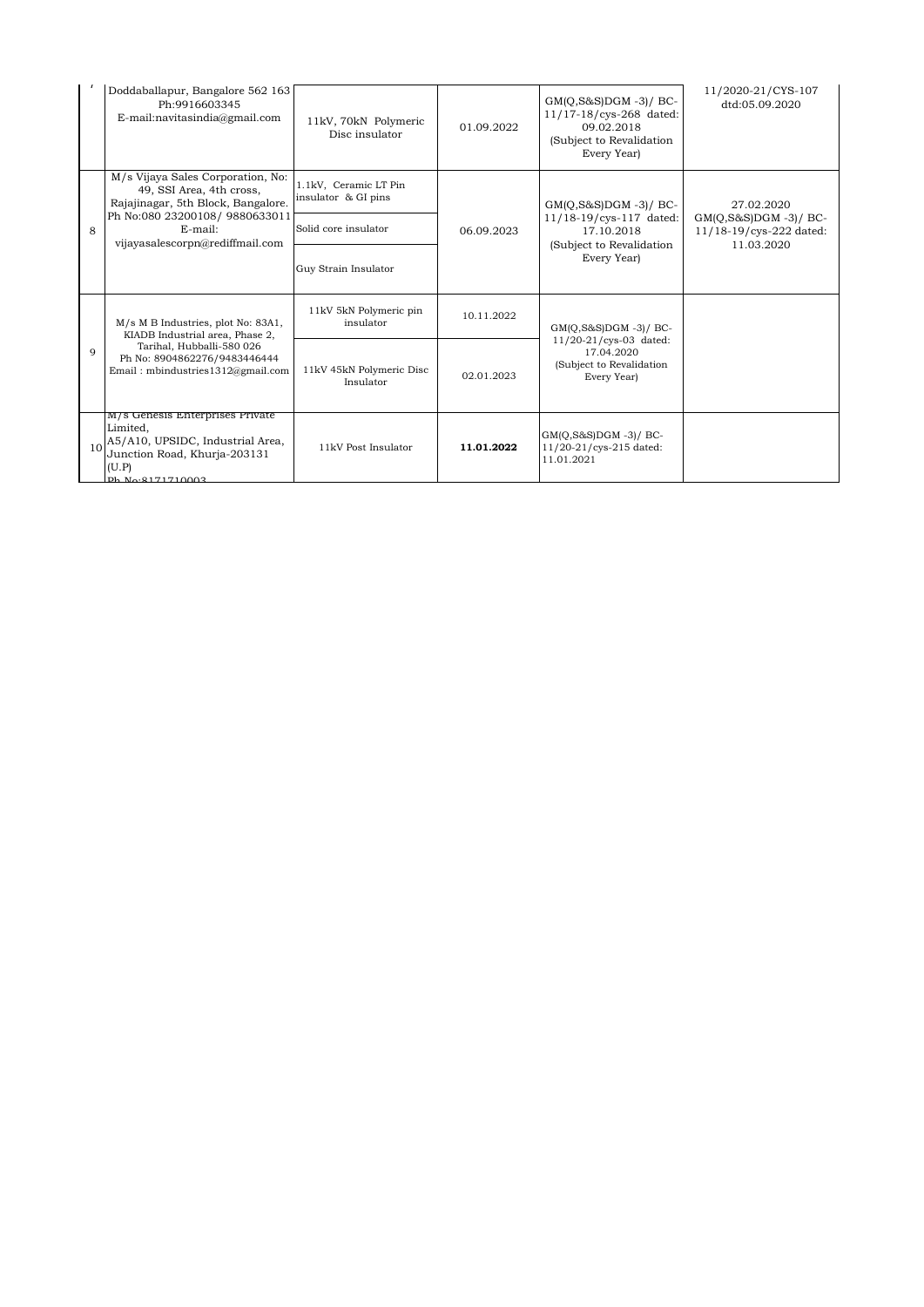| | | | | | |
|---|---|---|---|---|---|
| 7 | Doddaballapur, Bangalore 562 163<br>Ph:9916603345<br>E-mail:navitasindia@gmail.com | 11kV, 70kN Polymeric Disc insulator | 01.09.2022 | GM(Q,S&S)DGM -3)/ BC-11/17-18/cys-268 dated: 09.02.2018<br>(Subject to Revalidation Every Year) | 11/2020-21/CYS-107 dtd:05.09.2020 |
| 8 | M/s Vijaya Sales Corporation, No: 49, SSI Area, 4th cross, Rajajinagar, 5th Block, Bangalore.<br>Ph No:080 23200108/ 9880633011<br>E-mail: vijayasalescorpn@rediffmail.com | 1.1kV, Ceramic LT Pin insulator & GI pins | 06.09.2023 | GM(Q,S&S)DGM -3)/ BC-11/18-19/cys-117 dated: 17.10.2018<br>(Subject to Revalidation Every Year) | 27.02.2020<br>GM(Q,S&S)DGM -3)/ BC-11/18-19/cys-222 dated: 11.03.2020 |
| | | Solid core insulator | | | |
| | | Guy Strain Insulator | | | |
| 9 | M/s M B Industries, plot No: 83A1, KIADB Industrial area, Phase 2, Tarihal, Hubballi-580 026<br>Ph No: 8904862276/9483446444<br>Email : mbindustries1312@gmail.com | 11kV 5kN Polymeric pin insulator | 10.11.2022 | GM(Q,S&S)DGM -3)/ BC-11/20-21/cys-03 dated: 17.04.2020<br>(Subject to Revalidation Every Year) | |
| | | 11kV 45kN Polymeric Disc Insulator | 02.01.2023 | | |
| 10 | M/s Genesis Enterprises Private Limited,<br>A5/A10, UPSIDC, Industrial Area, Junction Road, Khurja-203131 (U.P)<br>Ph No:8171710003 | 11kV Post Insulator | **11.01.2022** | GM(Q,S&S)DGM -3)/ BC-11/20-21/cys-215 dated: 11.01.2021 | |